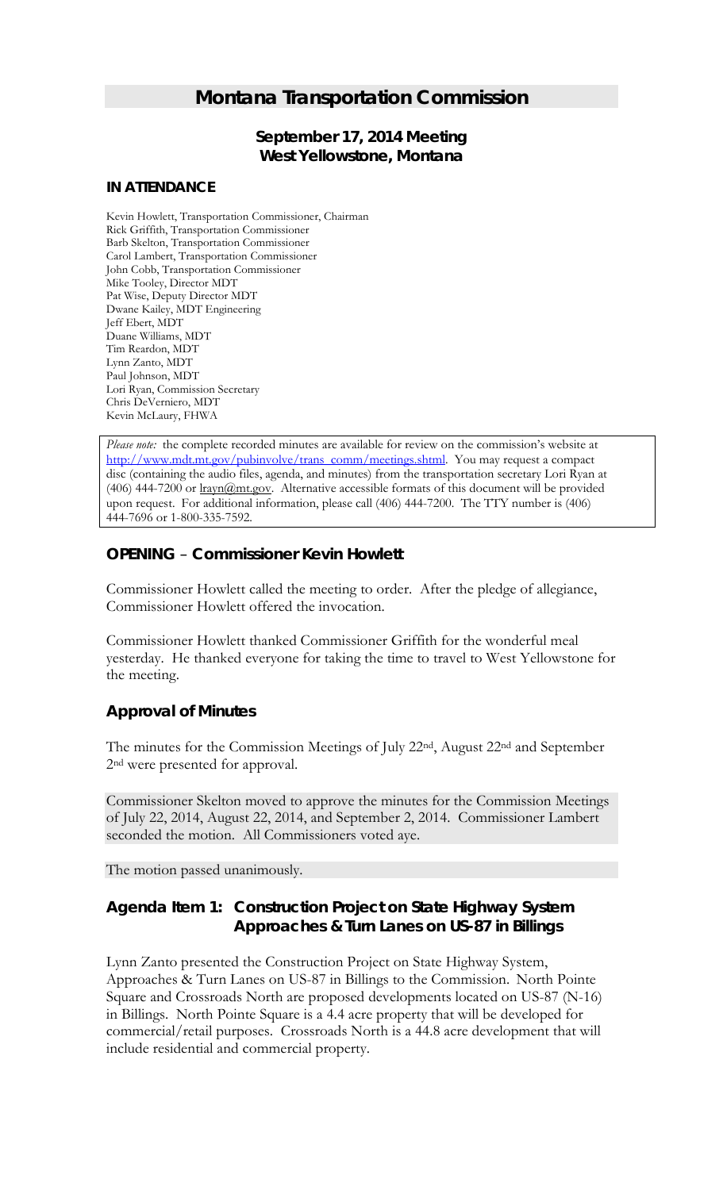# Montana Transportation Commission

## September 17, 2014 Meeting
## West Yellowstone, Montana

**IN ATTENDANCE**

Kevin Howlett, Transportation Commissioner, Chairman
Rick Griffith, Transportation Commissioner
Barb Skelton, Transportation Commissioner
Carol Lambert, Transportation Commissioner
John Cobb, Transportation Commissioner
Mike Tooley, Director MDT
Pat Wise, Deputy Director MDT
Dwane Kailey, MDT Engineering
Jeff Ebert, MDT
Duane Williams, MDT
Tim Reardon, MDT
Lynn Zanto, MDT
Paul Johnson, MDT
Lori Ryan, Commission Secretary
Chris DeVerniero, MDT
Kevin McLaury, FHWA

*Please note:* the complete recorded minutes are available for review on the commission's website at http://www.mdt.mt.gov/pubinvolve/trans_comm/meetings.shtml. You may request a compact disc (containing the audio files, agenda, and minutes) from the transportation secretary Lori Ryan at (406) 444-7200 or lrayn@mt.gov. Alternative accessible formats of this document will be provided upon request. For additional information, please call (406) 444-7200. The TTY number is (406) 444-7696 or 1-800-335-7592.

## OPENING – Commissioner Kevin Howlett

Commissioner Howlett called the meeting to order. After the pledge of allegiance, Commissioner Howlett offered the invocation.

Commissioner Howlett thanked Commissioner Griffith for the wonderful meal yesterday. He thanked everyone for taking the time to travel to West Yellowstone for the meeting.

## Approval of Minutes

The minutes for the Commission Meetings of July 22nd, August 22nd and September 2nd were presented for approval.

Commissioner Skelton moved to approve the minutes for the Commission Meetings of July 22, 2014, August 22, 2014, and September 2, 2014. Commissioner Lambert seconded the motion. All Commissioners voted aye.

The motion passed unanimously.

## Agenda Item 1: Construction Project on State Highway System Approaches & Turn Lanes on US-87 in Billings

Lynn Zanto presented the Construction Project on State Highway System, Approaches & Turn Lanes on US-87 in Billings to the Commission. North Pointe Square and Crossroads North are proposed developments located on US-87 (N-16) in Billings. North Pointe Square is a 4.4 acre property that will be developed for commercial/retail purposes. Crossroads North is a 44.8 acre development that will include residential and commercial property.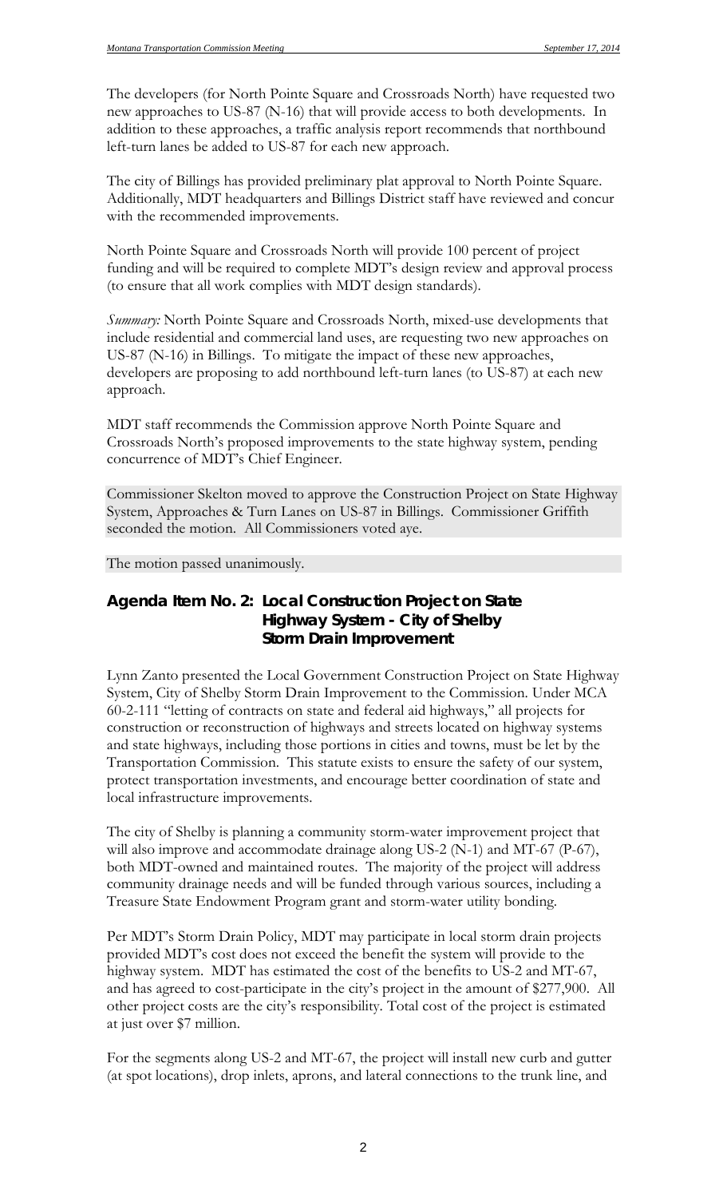The developers (for North Pointe Square and Crossroads North) have requested two new approaches to US-87 (N-16) that will provide access to both developments. In addition to these approaches, a traffic analysis report recommends that northbound left-turn lanes be added to US-87 for each new approach.

The city of Billings has provided preliminary plat approval to North Pointe Square. Additionally, MDT headquarters and Billings District staff have reviewed and concur with the recommended improvements.

North Pointe Square and Crossroads North will provide 100 percent of project funding and will be required to complete MDT's design review and approval process (to ensure that all work complies with MDT design standards).

*Summary:* North Pointe Square and Crossroads North, mixed-use developments that include residential and commercial land uses, are requesting two new approaches on US-87 (N-16) in Billings. To mitigate the impact of these new approaches, developers are proposing to add northbound left-turn lanes (to US-87) at each new approach.

MDT staff recommends the Commission approve North Pointe Square and Crossroads North's proposed improvements to the state highway system, pending concurrence of MDT's Chief Engineer.

Commissioner Skelton moved to approve the Construction Project on State Highway System, Approaches & Turn Lanes on US-87 in Billings. Commissioner Griffith seconded the motion. All Commissioners voted aye.

The motion passed unanimously.

### Agenda Item No. 2: Local Construction Project on State Highway System - City of Shelby Storm Drain Improvement

Lynn Zanto presented the Local Government Construction Project on State Highway System, City of Shelby Storm Drain Improvement to the Commission. Under MCA 60-2-111 "letting of contracts on state and federal aid highways," all projects for construction or reconstruction of highways and streets located on highway systems and state highways, including those portions in cities and towns, must be let by the Transportation Commission. This statute exists to ensure the safety of our system, protect transportation investments, and encourage better coordination of state and local infrastructure improvements.

The city of Shelby is planning a community storm-water improvement project that will also improve and accommodate drainage along US-2 (N-1) and MT-67 (P-67), both MDT-owned and maintained routes. The majority of the project will address community drainage needs and will be funded through various sources, including a Treasure State Endowment Program grant and storm-water utility bonding.

Per MDT's Storm Drain Policy, MDT may participate in local storm drain projects provided MDT's cost does not exceed the benefit the system will provide to the highway system. MDT has estimated the cost of the benefits to US-2 and MT-67, and has agreed to cost-participate in the city's project in the amount of $277,900. All other project costs are the city's responsibility. Total cost of the project is estimated at just over $7 million.

For the segments along US-2 and MT-67, the project will install new curb and gutter (at spot locations), drop inlets, aprons, and lateral connections to the trunk line, and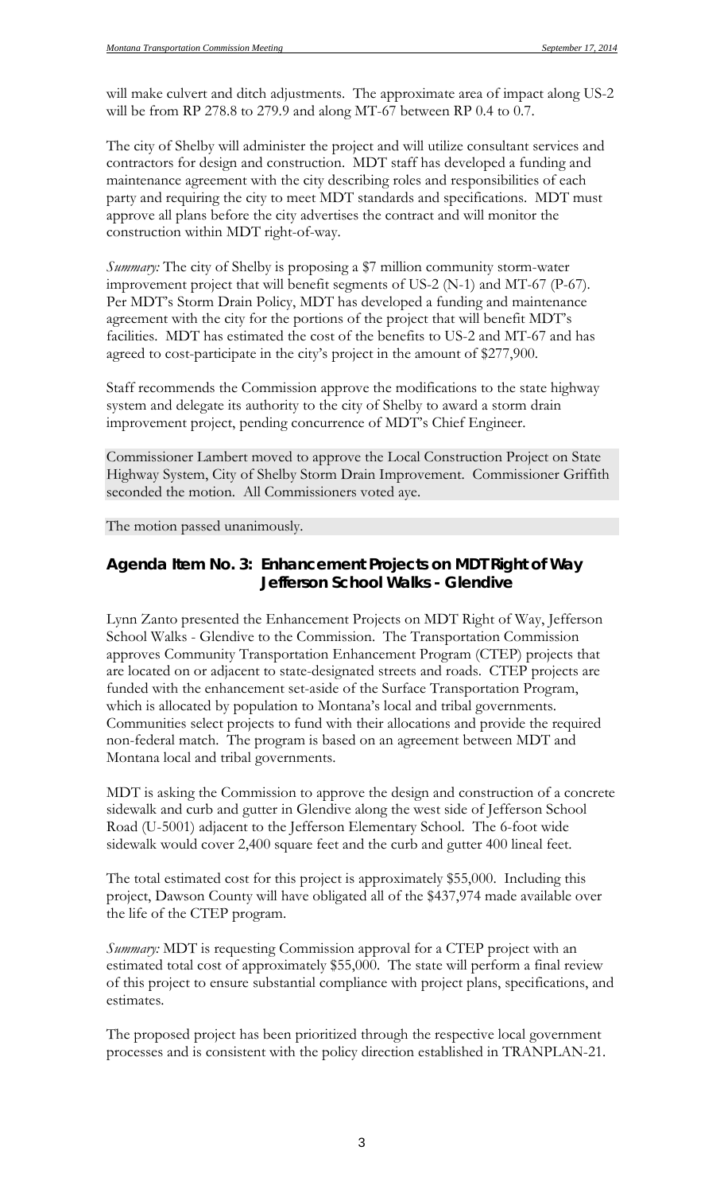will make culvert and ditch adjustments. The approximate area of impact along US-2 will be from RP 278.8 to 279.9 and along MT-67 between RP 0.4 to 0.7.

The city of Shelby will administer the project and will utilize consultant services and contractors for design and construction. MDT staff has developed a funding and maintenance agreement with the city describing roles and responsibilities of each party and requiring the city to meet MDT standards and specifications. MDT must approve all plans before the city advertises the contract and will monitor the construction within MDT right-of-way.

*Summary:* The city of Shelby is proposing a $7 million community storm-water improvement project that will benefit segments of US-2 (N-1) and MT-67 (P-67). Per MDT's Storm Drain Policy, MDT has developed a funding and maintenance agreement with the city for the portions of the project that will benefit MDT's facilities. MDT has estimated the cost of the benefits to US-2 and MT-67 and has agreed to cost-participate in the city's project in the amount of $277,900.

Staff recommends the Commission approve the modifications to the state highway system and delegate its authority to the city of Shelby to award a storm drain improvement project, pending concurrence of MDT's Chief Engineer.

Commissioner Lambert moved to approve the Local Construction Project on State Highway System, City of Shelby Storm Drain Improvement. Commissioner Griffith seconded the motion. All Commissioners voted aye.

The motion passed unanimously.

## Agenda Item No. 3: Enhancement Projects on MDT Right of Way Jefferson School Walks - Glendive

Lynn Zanto presented the Enhancement Projects on MDT Right of Way, Jefferson School Walks - Glendive to the Commission. The Transportation Commission approves Community Transportation Enhancement Program (CTEP) projects that are located on or adjacent to state-designated streets and roads. CTEP projects are funded with the enhancement set-aside of the Surface Transportation Program, which is allocated by population to Montana's local and tribal governments. Communities select projects to fund with their allocations and provide the required non-federal match. The program is based on an agreement between MDT and Montana local and tribal governments.

MDT is asking the Commission to approve the design and construction of a concrete sidewalk and curb and gutter in Glendive along the west side of Jefferson School Road (U-5001) adjacent to the Jefferson Elementary School. The 6-foot wide sidewalk would cover 2,400 square feet and the curb and gutter 400 lineal feet.

The total estimated cost for this project is approximately $55,000. Including this project, Dawson County will have obligated all of the $437,974 made available over the life of the CTEP program.

*Summary:* MDT is requesting Commission approval for a CTEP project with an estimated total cost of approximately $55,000. The state will perform a final review of this project to ensure substantial compliance with project plans, specifications, and estimates.

The proposed project has been prioritized through the respective local government processes and is consistent with the policy direction established in TRANPLAN-21.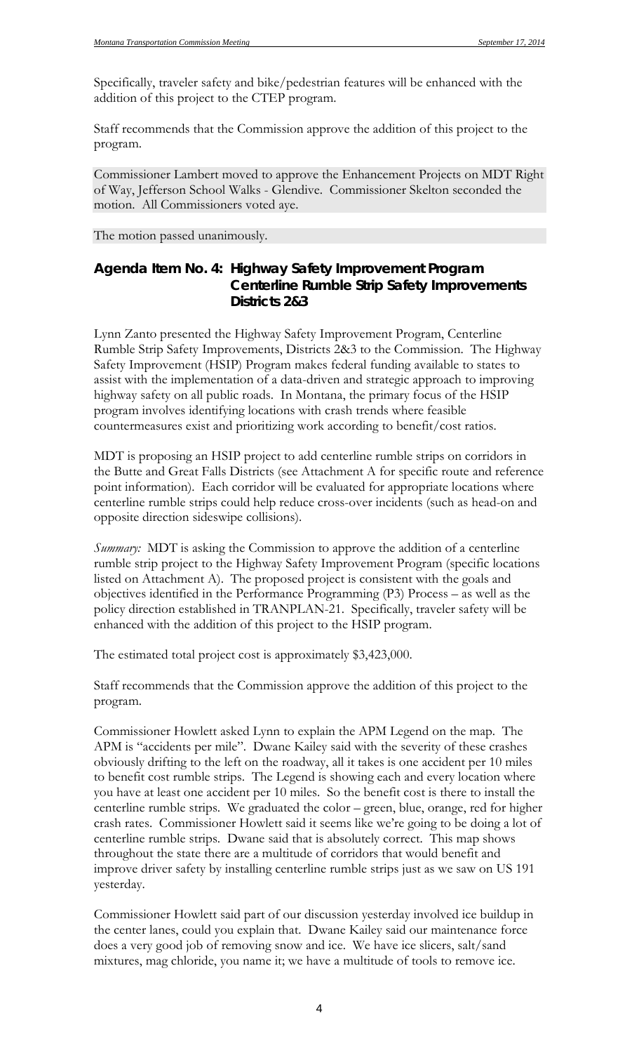Specifically, traveler safety and bike/pedestrian features will be enhanced with the addition of this project to the CTEP program.

Staff recommends that the Commission approve the addition of this project to the program.

Commissioner Lambert moved to approve the Enhancement Projects on MDT Right of Way, Jefferson School Walks - Glendive. Commissioner Skelton seconded the motion. All Commissioners voted aye.

The motion passed unanimously.

## Agenda Item No. 4: Highway Safety Improvement Program Centerline Rumble Strip Safety Improvements Districts 2&3

Lynn Zanto presented the Highway Safety Improvement Program, Centerline Rumble Strip Safety Improvements, Districts 2&3 to the Commission. The Highway Safety Improvement (HSIP) Program makes federal funding available to states to assist with the implementation of a data-driven and strategic approach to improving highway safety on all public roads. In Montana, the primary focus of the HSIP program involves identifying locations with crash trends where feasible countermeasures exist and prioritizing work according to benefit/cost ratios.

MDT is proposing an HSIP project to add centerline rumble strips on corridors in the Butte and Great Falls Districts (see Attachment A for specific route and reference point information). Each corridor will be evaluated for appropriate locations where centerline rumble strips could help reduce cross-over incidents (such as head-on and opposite direction sideswipe collisions).

*Summary:* MDT is asking the Commission to approve the addition of a centerline rumble strip project to the Highway Safety Improvement Program (specific locations listed on Attachment A). The proposed project is consistent with the goals and objectives identified in the Performance Programming (P3) Process – as well as the policy direction established in TRANPLAN-21. Specifically, traveler safety will be enhanced with the addition of this project to the HSIP program.

The estimated total project cost is approximately $3,423,000.

Staff recommends that the Commission approve the addition of this project to the program.

Commissioner Howlett asked Lynn to explain the APM Legend on the map. The APM is "accidents per mile". Dwane Kailey said with the severity of these crashes obviously drifting to the left on the roadway, all it takes is one accident per 10 miles to benefit cost rumble strips. The Legend is showing each and every location where you have at least one accident per 10 miles. So the benefit cost is there to install the centerline rumble strips. We graduated the color – green, blue, orange, red for higher crash rates. Commissioner Howlett said it seems like we're going to be doing a lot of centerline rumble strips. Dwane said that is absolutely correct. This map shows throughout the state there are a multitude of corridors that would benefit and improve driver safety by installing centerline rumble strips just as we saw on US 191 yesterday.

Commissioner Howlett said part of our discussion yesterday involved ice buildup in the center lanes, could you explain that. Dwane Kailey said our maintenance force does a very good job of removing snow and ice. We have ice slicers, salt/sand mixtures, mag chloride, you name it; we have a multitude of tools to remove ice.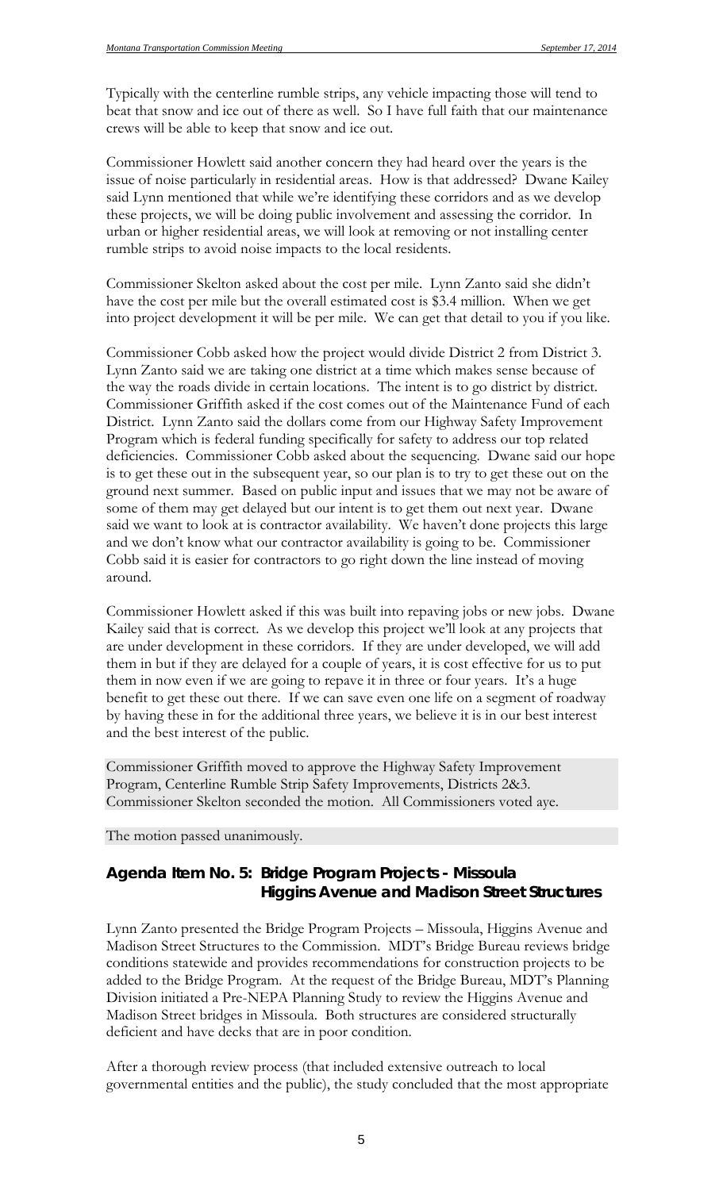Typically with the centerline rumble strips, any vehicle impacting those will tend to beat that snow and ice out of there as well. So I have full faith that our maintenance crews will be able to keep that snow and ice out.

Commissioner Howlett said another concern they had heard over the years is the issue of noise particularly in residential areas. How is that addressed? Dwane Kailey said Lynn mentioned that while we're identifying these corridors and as we develop these projects, we will be doing public involvement and assessing the corridor. In urban or higher residential areas, we will look at removing or not installing center rumble strips to avoid noise impacts to the local residents.

Commissioner Skelton asked about the cost per mile. Lynn Zanto said she didn't have the cost per mile but the overall estimated cost is $3.4 million. When we get into project development it will be per mile. We can get that detail to you if you like.

Commissioner Cobb asked how the project would divide District 2 from District 3. Lynn Zanto said we are taking one district at a time which makes sense because of the way the roads divide in certain locations. The intent is to go district by district. Commissioner Griffith asked if the cost comes out of the Maintenance Fund of each District. Lynn Zanto said the dollars come from our Highway Safety Improvement Program which is federal funding specifically for safety to address our top related deficiencies. Commissioner Cobb asked about the sequencing. Dwane said our hope is to get these out in the subsequent year, so our plan is to try to get these out on the ground next summer. Based on public input and issues that we may not be aware of some of them may get delayed but our intent is to get them out next year. Dwane said we want to look at is contractor availability. We haven't done projects this large and we don't know what our contractor availability is going to be. Commissioner Cobb said it is easier for contractors to go right down the line instead of moving around.

Commissioner Howlett asked if this was built into repaving jobs or new jobs. Dwane Kailey said that is correct. As we develop this project we'll look at any projects that are under development in these corridors. If they are under developed, we will add them in but if they are delayed for a couple of years, it is cost effective for us to put them in now even if we are going to repave it in three or four years. It's a huge benefit to get these out there. If we can save even one life on a segment of roadway by having these in for the additional three years, we believe it is in our best interest and the best interest of the public.

Commissioner Griffith moved to approve the Highway Safety Improvement Program, Centerline Rumble Strip Safety Improvements, Districts 2&3. Commissioner Skelton seconded the motion. All Commissioners voted aye.

The motion passed unanimously.

## Agenda Item No. 5: Bridge Program Projects - Missoula Higgins Avenue and Madison Street Structures

Lynn Zanto presented the Bridge Program Projects – Missoula, Higgins Avenue and Madison Street Structures to the Commission. MDT's Bridge Bureau reviews bridge conditions statewide and provides recommendations for construction projects to be added to the Bridge Program. At the request of the Bridge Bureau, MDT's Planning Division initiated a Pre-NEPA Planning Study to review the Higgins Avenue and Madison Street bridges in Missoula. Both structures are considered structurally deficient and have decks that are in poor condition.

After a thorough review process (that included extensive outreach to local governmental entities and the public), the study concluded that the most appropriate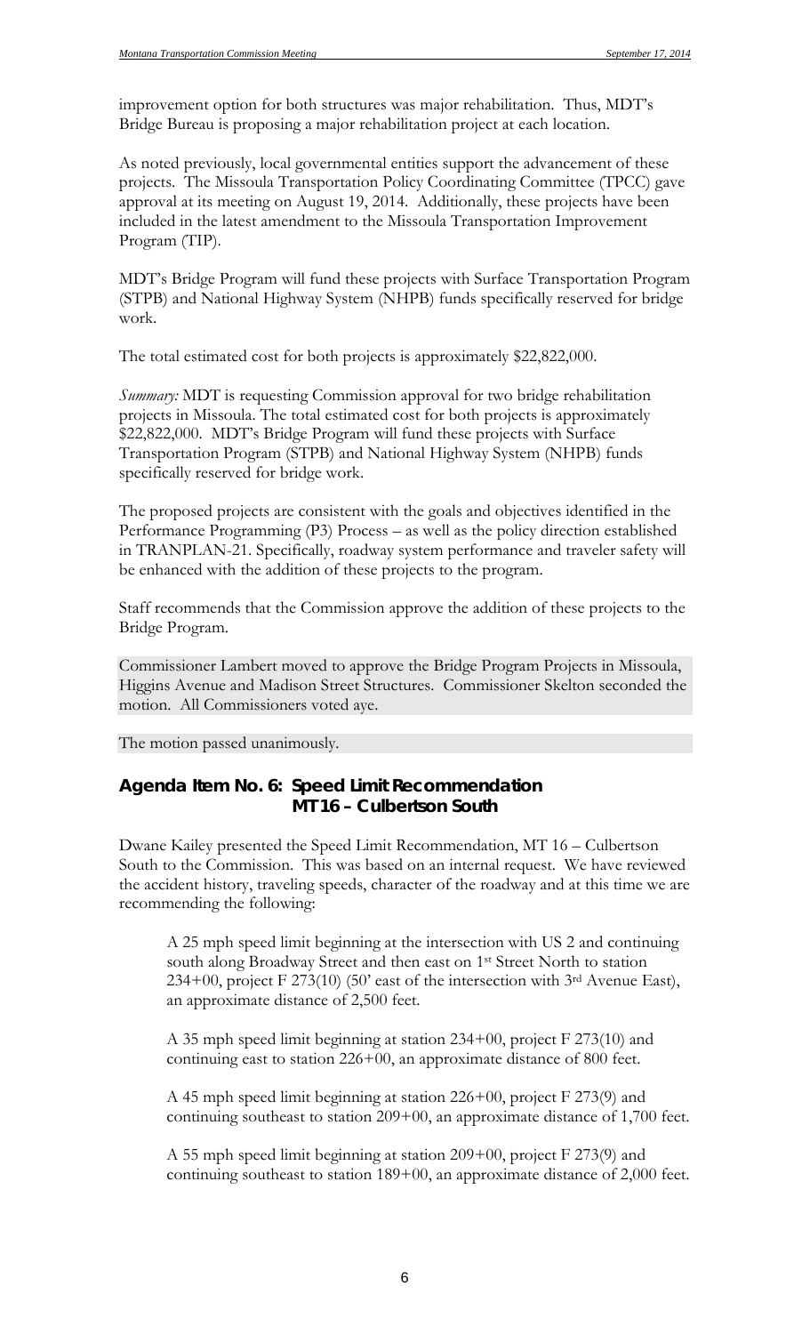improvement option for both structures was major rehabilitation. Thus, MDT's Bridge Bureau is proposing a major rehabilitation project at each location.

As noted previously, local governmental entities support the advancement of these projects. The Missoula Transportation Policy Coordinating Committee (TPCC) gave approval at its meeting on August 19, 2014. Additionally, these projects have been included in the latest amendment to the Missoula Transportation Improvement Program (TIP).

MDT's Bridge Program will fund these projects with Surface Transportation Program (STPB) and National Highway System (NHPB) funds specifically reserved for bridge work.

The total estimated cost for both projects is approximately $22,822,000.

*Summary:* MDT is requesting Commission approval for two bridge rehabilitation projects in Missoula. The total estimated cost for both projects is approximately $22,822,000. MDT's Bridge Program will fund these projects with Surface Transportation Program (STPB) and National Highway System (NHPB) funds specifically reserved for bridge work.

The proposed projects are consistent with the goals and objectives identified in the Performance Programming (P3) Process – as well as the policy direction established in TRANPLAN-21. Specifically, roadway system performance and traveler safety will be enhanced with the addition of these projects to the program.

Staff recommends that the Commission approve the addition of these projects to the Bridge Program.

Commissioner Lambert moved to approve the Bridge Program Projects in Missoula, Higgins Avenue and Madison Street Structures. Commissioner Skelton seconded the motion. All Commissioners voted aye.

The motion passed unanimously.

## Agenda Item No. 6: Speed Limit Recommendation MT 16 – Culbertson South

Dwane Kailey presented the Speed Limit Recommendation, MT 16 – Culbertson South to the Commission. This was based on an internal request. We have reviewed the accident history, traveling speeds, character of the roadway and at this time we are recommending the following:

> A 25 mph speed limit beginning at the intersection with US 2 and continuing south along Broadway Street and then east on 1st Street North to station 234+00, project F 273(10) (50' east of the intersection with 3rd Avenue East), an approximate distance of 2,500 feet.
>
> A 35 mph speed limit beginning at station 234+00, project F 273(10) and continuing east to station 226+00, an approximate distance of 800 feet.
>
> A 45 mph speed limit beginning at station 226+00, project F 273(9) and continuing southeast to station 209+00, an approximate distance of 1,700 feet.
>
> A 55 mph speed limit beginning at station 209+00, project F 273(9) and continuing southeast to station 189+00, an approximate distance of 2,000 feet.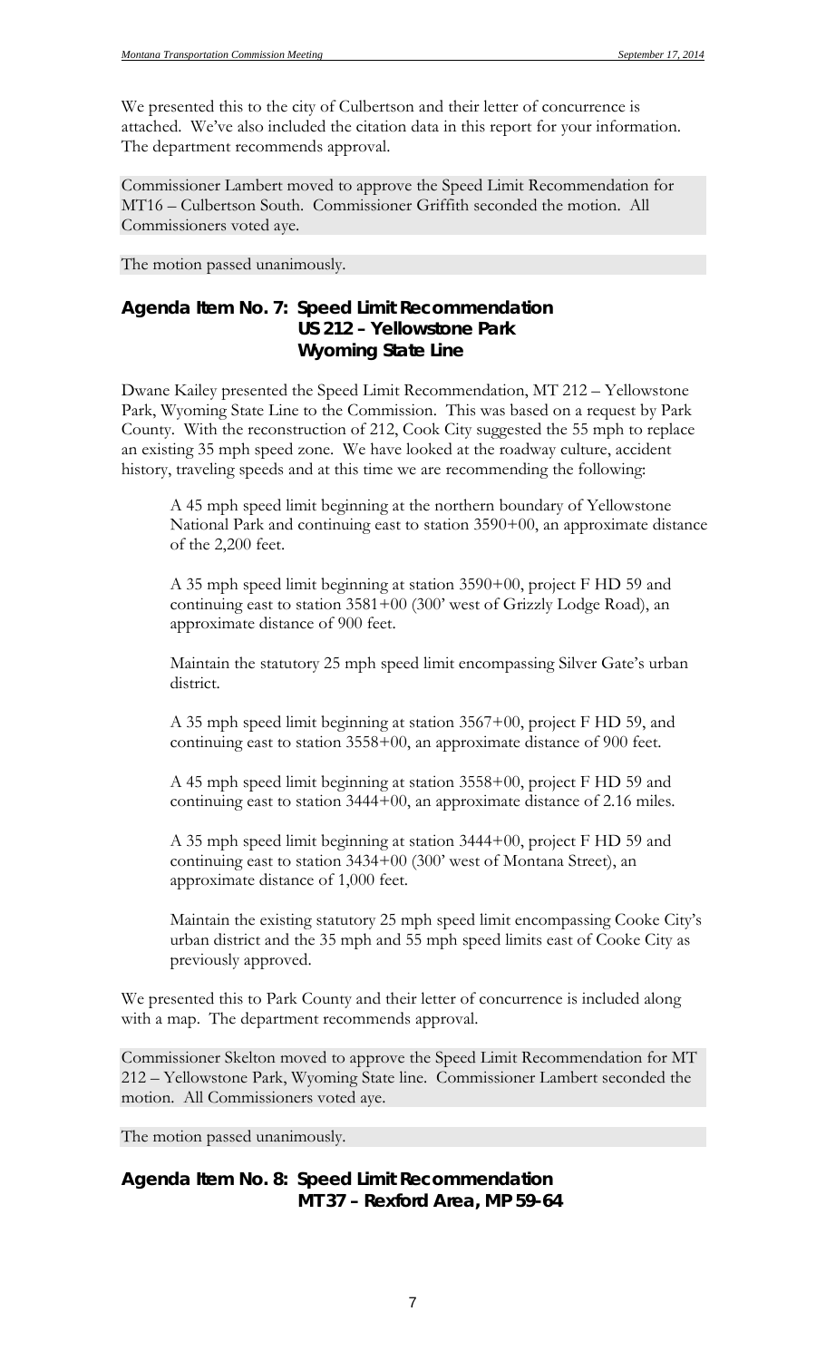We presented this to the city of Culbertson and their letter of concurrence is attached. We've also included the citation data in this report for your information. The department recommends approval.

Commissioner Lambert moved to approve the Speed Limit Recommendation for MT16 – Culbertson South. Commissioner Griffith seconded the motion. All Commissioners voted aye.

The motion passed unanimously.

## Agenda Item No. 7: Speed Limit Recommendation US 212 – Yellowstone Park Wyoming State Line

Dwane Kailey presented the Speed Limit Recommendation, MT 212 – Yellowstone Park, Wyoming State Line to the Commission. This was based on a request by Park County. With the reconstruction of 212, Cook City suggested the 55 mph to replace an existing 35 mph speed zone. We have looked at the roadway culture, accident history, traveling speeds and at this time we are recommending the following:

> A 45 mph speed limit beginning at the northern boundary of Yellowstone National Park and continuing east to station 3590+00, an approximate distance of the 2,200 feet.
>
> A 35 mph speed limit beginning at station 3590+00, project F HD 59 and continuing east to station 3581+00 (300' west of Grizzly Lodge Road), an approximate distance of 900 feet.
>
> Maintain the statutory 25 mph speed limit encompassing Silver Gate's urban district.
>
> A 35 mph speed limit beginning at station 3567+00, project F HD 59, and continuing east to station 3558+00, an approximate distance of 900 feet.
>
> A 45 mph speed limit beginning at station 3558+00, project F HD 59 and continuing east to station 3444+00, an approximate distance of 2.16 miles.
>
> A 35 mph speed limit beginning at station 3444+00, project F HD 59 and continuing east to station 3434+00 (300' west of Montana Street), an approximate distance of 1,000 feet.
>
> Maintain the existing statutory 25 mph speed limit encompassing Cooke City's urban district and the 35 mph and 55 mph speed limits east of Cooke City as previously approved.

We presented this to Park County and their letter of concurrence is included along with a map. The department recommends approval.

Commissioner Skelton moved to approve the Speed Limit Recommendation for MT 212 – Yellowstone Park, Wyoming State line. Commissioner Lambert seconded the motion. All Commissioners voted aye.

The motion passed unanimously.

## Agenda Item No. 8: Speed Limit Recommendation MT 37 – Rexford Area, MP 59-64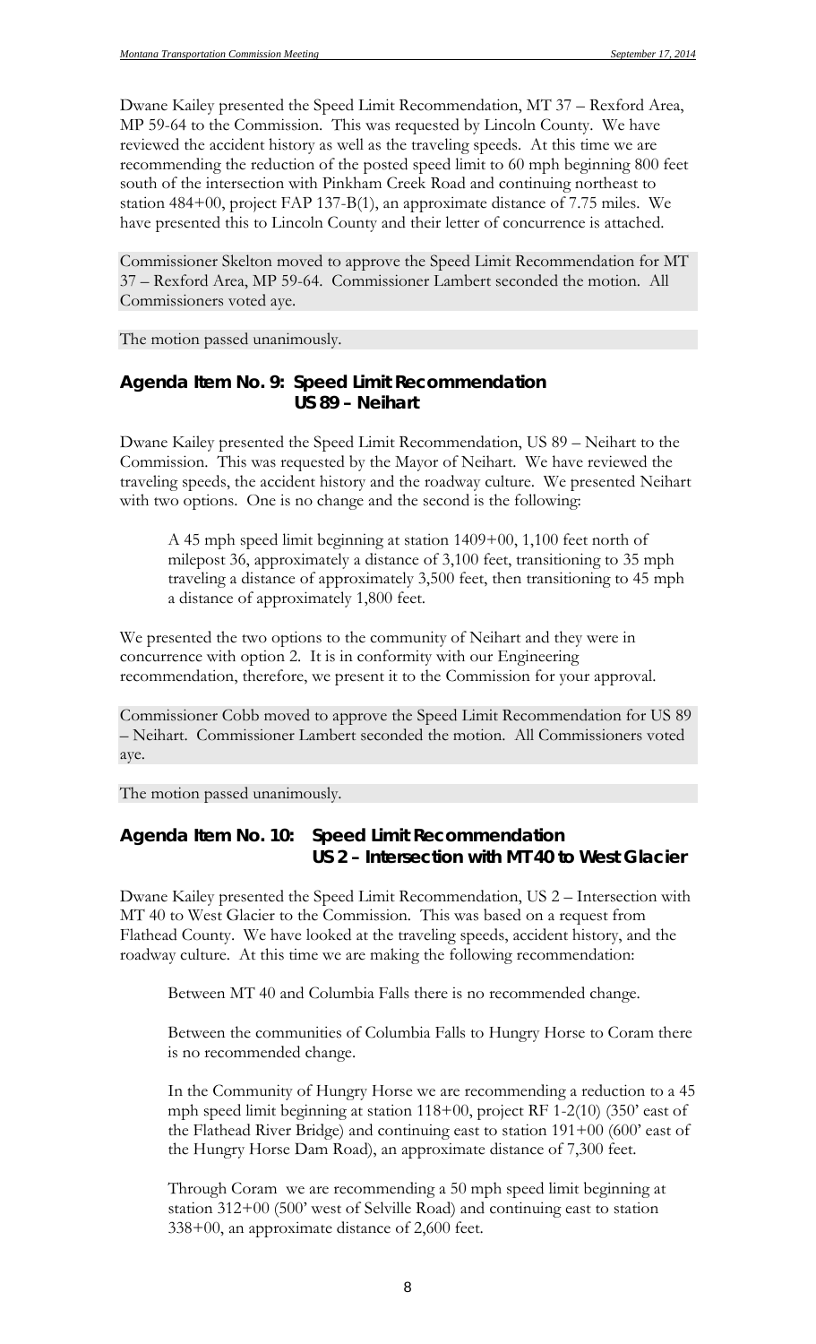Dwane Kailey presented the Speed Limit Recommendation, MT 37 – Rexford Area, MP 59-64 to the Commission. This was requested by Lincoln County. We have reviewed the accident history as well as the traveling speeds. At this time we are recommending the reduction of the posted speed limit to 60 mph beginning 800 feet south of the intersection with Pinkham Creek Road and continuing northeast to station 484+00, project FAP 137-B(1), an approximate distance of 7.75 miles. We have presented this to Lincoln County and their letter of concurrence is attached.

Commissioner Skelton moved to approve the Speed Limit Recommendation for MT 37 – Rexford Area, MP 59-64. Commissioner Lambert seconded the motion. All Commissioners voted aye.

The motion passed unanimously.

## Agenda Item No. 9: Speed Limit Recommendation US 89 – Neihart

Dwane Kailey presented the Speed Limit Recommendation, US 89 – Neihart to the Commission. This was requested by the Mayor of Neihart. We have reviewed the traveling speeds, the accident history and the roadway culture. We presented Neihart with two options. One is no change and the second is the following:

> A 45 mph speed limit beginning at station 1409+00, 1,100 feet north of milepost 36, approximately a distance of 3,100 feet, transitioning to 35 mph traveling a distance of approximately 3,500 feet, then transitioning to 45 mph a distance of approximately 1,800 feet.

We presented the two options to the community of Neihart and they were in concurrence with option 2. It is in conformity with our Engineering recommendation, therefore, we present it to the Commission for your approval.

Commissioner Cobb moved to approve the Speed Limit Recommendation for US 89 – Neihart. Commissioner Lambert seconded the motion. All Commissioners voted aye.

The motion passed unanimously.

## Agenda Item No. 10: Speed Limit Recommendation US 2 – Intersection with MT 40 to West Glacier

Dwane Kailey presented the Speed Limit Recommendation, US 2 – Intersection with MT 40 to West Glacier to the Commission. This was based on a request from Flathead County. We have looked at the traveling speeds, accident history, and the roadway culture. At this time we are making the following recommendation:

> Between MT 40 and Columbia Falls there is no recommended change.
>
> Between the communities of Columbia Falls to Hungry Horse to Coram there is no recommended change.
>
> In the Community of Hungry Horse we are recommending a reduction to a 45 mph speed limit beginning at station 118+00, project RF 1-2(10) (350' east of the Flathead River Bridge) and continuing east to station 191+00 (600' east of the Hungry Horse Dam Road), an approximate distance of 7,300 feet.
>
> Through Coram we are recommending a 50 mph speed limit beginning at station 312+00 (500' west of Selville Road) and continuing east to station 338+00, an approximate distance of 2,600 feet.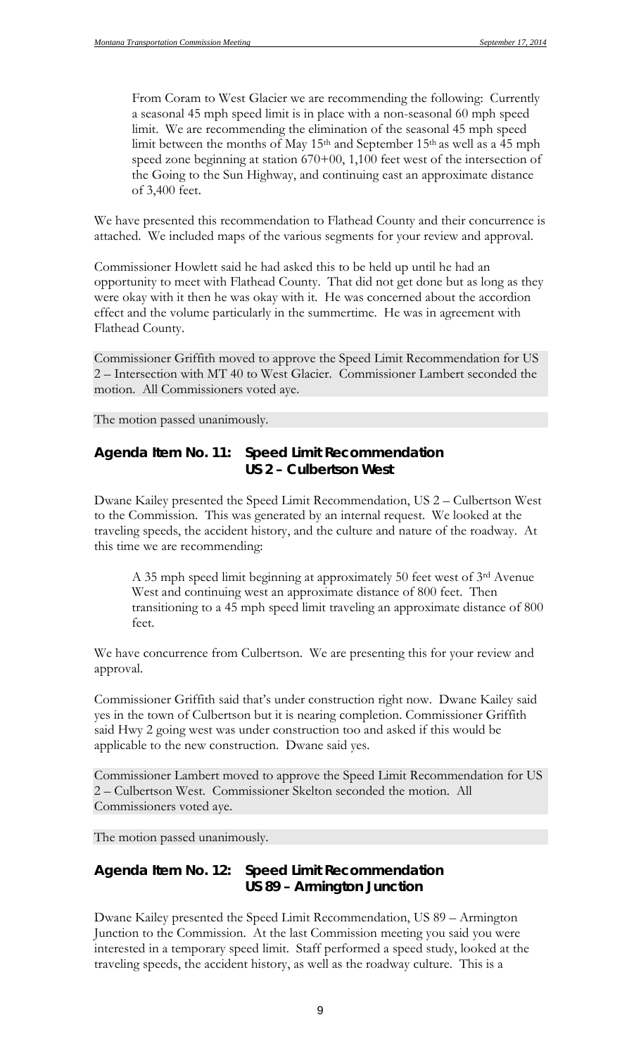From Coram to West Glacier we are recommending the following: Currently a seasonal 45 mph speed limit is in place with a non-seasonal 60 mph speed limit. We are recommending the elimination of the seasonal 45 mph speed limit between the months of May 15th and September 15th as well as a 45 mph speed zone beginning at station 670+00, 1,100 feet west of the intersection of the Going to the Sun Highway, and continuing east an approximate distance of 3,400 feet.

We have presented this recommendation to Flathead County and their concurrence is attached. We included maps of the various segments for your review and approval.

Commissioner Howlett said he had asked this to be held up until he had an opportunity to meet with Flathead County. That did not get done but as long as they were okay with it then he was okay with it. He was concerned about the accordion effect and the volume particularly in the summertime. He was in agreement with Flathead County.

Commissioner Griffith moved to approve the Speed Limit Recommendation for US 2 – Intersection with MT 40 to West Glacier. Commissioner Lambert seconded the motion. All Commissioners voted aye.

The motion passed unanimously.

## Agenda Item No. 11: Speed Limit Recommendation US 2 – Culbertson West

Dwane Kailey presented the Speed Limit Recommendation, US 2 – Culbertson West to the Commission. This was generated by an internal request. We looked at the traveling speeds, the accident history, and the culture and nature of the roadway. At this time we are recommending:

A 35 mph speed limit beginning at approximately 50 feet west of 3rd Avenue West and continuing west an approximate distance of 800 feet. Then transitioning to a 45 mph speed limit traveling an approximate distance of 800 feet.

We have concurrence from Culbertson. We are presenting this for your review and approval.

Commissioner Griffith said that's under construction right now. Dwane Kailey said yes in the town of Culbertson but it is nearing completion. Commissioner Griffith said Hwy 2 going west was under construction too and asked if this would be applicable to the new construction. Dwane said yes.

Commissioner Lambert moved to approve the Speed Limit Recommendation for US 2 – Culbertson West. Commissioner Skelton seconded the motion. All Commissioners voted aye.

The motion passed unanimously.

## Agenda Item No. 12: Speed Limit Recommendation US 89 – Armington Junction

Dwane Kailey presented the Speed Limit Recommendation, US 89 – Armington Junction to the Commission. At the last Commission meeting you said you were interested in a temporary speed limit. Staff performed a speed study, looked at the traveling speeds, the accident history, as well as the roadway culture. This is a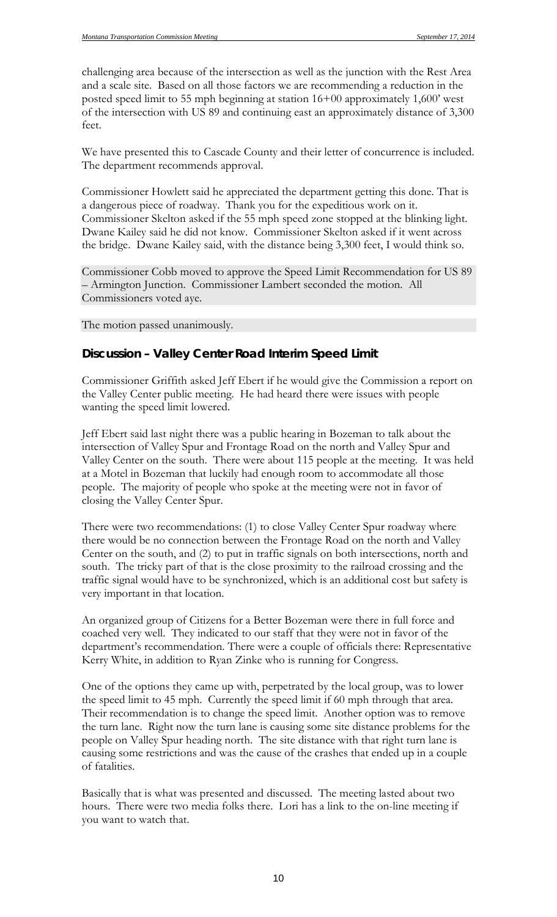challenging area because of the intersection as well as the junction with the Rest Area and a scale site. Based on all those factors we are recommending a reduction in the posted speed limit to 55 mph beginning at station 16+00 approximately 1,600' west of the intersection with US 89 and continuing east an approximately distance of 3,300 feet.

We have presented this to Cascade County and their letter of concurrence is included. The department recommends approval.

Commissioner Howlett said he appreciated the department getting this done. That is a dangerous piece of roadway. Thank you for the expeditious work on it. Commissioner Skelton asked if the 55 mph speed zone stopped at the blinking light. Dwane Kailey said he did not know. Commissioner Skelton asked if it went across the bridge. Dwane Kailey said, with the distance being 3,300 feet, I would think so.

Commissioner Cobb moved to approve the Speed Limit Recommendation for US 89 – Armington Junction. Commissioner Lambert seconded the motion. All Commissioners voted aye.

The motion passed unanimously.

## Discussion – Valley Center Road Interim Speed Limit

Commissioner Griffith asked Jeff Ebert if he would give the Commission a report on the Valley Center public meeting. He had heard there were issues with people wanting the speed limit lowered.

Jeff Ebert said last night there was a public hearing in Bozeman to talk about the intersection of Valley Spur and Frontage Road on the north and Valley Spur and Valley Center on the south. There were about 115 people at the meeting. It was held at a Motel in Bozeman that luckily had enough room to accommodate all those people. The majority of people who spoke at the meeting were not in favor of closing the Valley Center Spur.

There were two recommendations: (1) to close Valley Center Spur roadway where there would be no connection between the Frontage Road on the north and Valley Center on the south, and (2) to put in traffic signals on both intersections, north and south. The tricky part of that is the close proximity to the railroad crossing and the traffic signal would have to be synchronized, which is an additional cost but safety is very important in that location.

An organized group of Citizens for a Better Bozeman were there in full force and coached very well. They indicated to our staff that they were not in favor of the department's recommendation. There were a couple of officials there: Representative Kerry White, in addition to Ryan Zinke who is running for Congress.

One of the options they came up with, perpetrated by the local group, was to lower the speed limit to 45 mph. Currently the speed limit if 60 mph through that area. Their recommendation is to change the speed limit. Another option was to remove the turn lane. Right now the turn lane is causing some site distance problems for the people on Valley Spur heading north. The site distance with that right turn lane is causing some restrictions and was the cause of the crashes that ended up in a couple of fatalities.

Basically that is what was presented and discussed. The meeting lasted about two hours. There were two media folks there. Lori has a link to the on-line meeting if you want to watch that.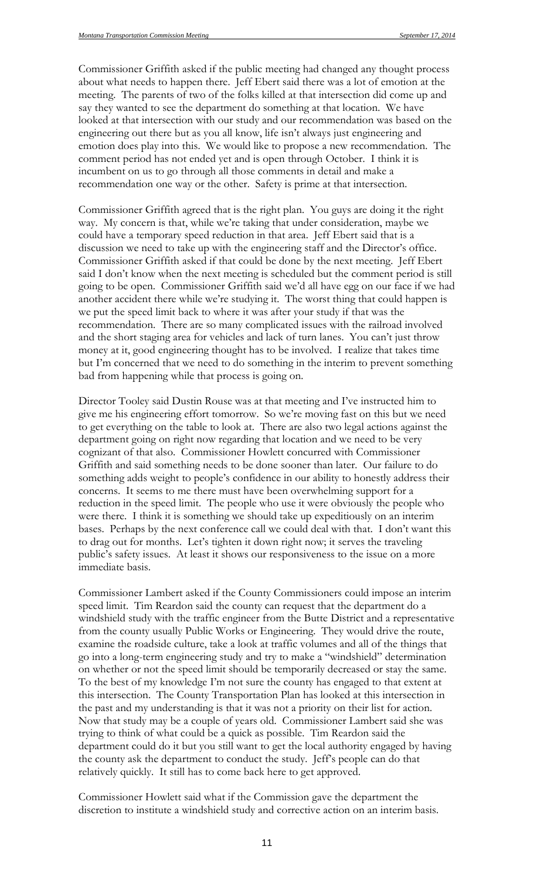Commissioner Griffith asked if the public meeting had changed any thought process about what needs to happen there. Jeff Ebert said there was a lot of emotion at the meeting. The parents of two of the folks killed at that intersection did come up and say they wanted to see the department do something at that location. We have looked at that intersection with our study and our recommendation was based on the engineering out there but as you all know, life isn't always just engineering and emotion does play into this. We would like to propose a new recommendation. The comment period has not ended yet and is open through October. I think it is incumbent on us to go through all those comments in detail and make a recommendation one way or the other. Safety is prime at that intersection.

Commissioner Griffith agreed that is the right plan. You guys are doing it the right way. My concern is that, while we're taking that under consideration, maybe we could have a temporary speed reduction in that area. Jeff Ebert said that is a discussion we need to take up with the engineering staff and the Director's office. Commissioner Griffith asked if that could be done by the next meeting. Jeff Ebert said I don't know when the next meeting is scheduled but the comment period is still going to be open. Commissioner Griffith said we'd all have egg on our face if we had another accident there while we're studying it. The worst thing that could happen is we put the speed limit back to where it was after your study if that was the recommendation. There are so many complicated issues with the railroad involved and the short staging area for vehicles and lack of turn lanes. You can't just throw money at it, good engineering thought has to be involved. I realize that takes time but I'm concerned that we need to do something in the interim to prevent something bad from happening while that process is going on.

Director Tooley said Dustin Rouse was at that meeting and I've instructed him to give me his engineering effort tomorrow. So we're moving fast on this but we need to get everything on the table to look at. There are also two legal actions against the department going on right now regarding that location and we need to be very cognizant of that also. Commissioner Howlett concurred with Commissioner Griffith and said something needs to be done sooner than later. Our failure to do something adds weight to people's confidence in our ability to honestly address their concerns. It seems to me there must have been overwhelming support for a reduction in the speed limit. The people who use it were obviously the people who were there. I think it is something we should take up expeditiously on an interim bases. Perhaps by the next conference call we could deal with that. I don't want this to drag out for months. Let's tighten it down right now; it serves the traveling public's safety issues. At least it shows our responsiveness to the issue on a more immediate basis.

Commissioner Lambert asked if the County Commissioners could impose an interim speed limit. Tim Reardon said the county can request that the department do a windshield study with the traffic engineer from the Butte District and a representative from the county usually Public Works or Engineering. They would drive the route, examine the roadside culture, take a look at traffic volumes and all of the things that go into a long-term engineering study and try to make a "windshield" determination on whether or not the speed limit should be temporarily decreased or stay the same. To the best of my knowledge I'm not sure the county has engaged to that extent at this intersection. The County Transportation Plan has looked at this intersection in the past and my understanding is that it was not a priority on their list for action. Now that study may be a couple of years old. Commissioner Lambert said she was trying to think of what could be a quick as possible. Tim Reardon said the department could do it but you still want to get the local authority engaged by having the county ask the department to conduct the study. Jeff's people can do that relatively quickly. It still has to come back here to get approved.

Commissioner Howlett said what if the Commission gave the department the discretion to institute a windshield study and corrective action on an interim basis.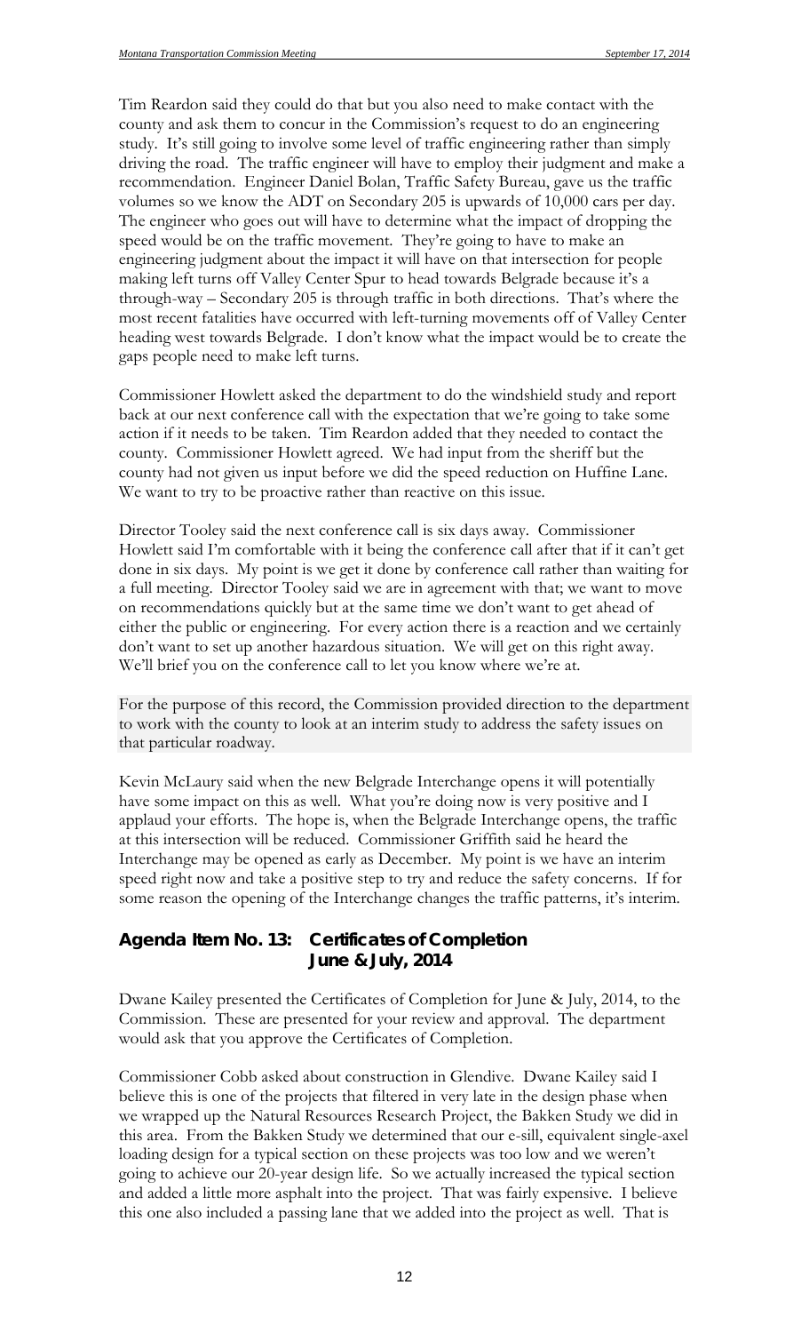Tim Reardon said they could do that but you also need to make contact with the county and ask them to concur in the Commission's request to do an engineering study. It's still going to involve some level of traffic engineering rather than simply driving the road. The traffic engineer will have to employ their judgment and make a recommendation. Engineer Daniel Bolan, Traffic Safety Bureau, gave us the traffic volumes so we know the ADT on Secondary 205 is upwards of 10,000 cars per day. The engineer who goes out will have to determine what the impact of dropping the speed would be on the traffic movement. They're going to have to make an engineering judgment about the impact it will have on that intersection for people making left turns off Valley Center Spur to head towards Belgrade because it's a through-way – Secondary 205 is through traffic in both directions. That's where the most recent fatalities have occurred with left-turning movements off of Valley Center heading west towards Belgrade. I don't know what the impact would be to create the gaps people need to make left turns.

Commissioner Howlett asked the department to do the windshield study and report back at our next conference call with the expectation that we're going to take some action if it needs to be taken. Tim Reardon added that they needed to contact the county. Commissioner Howlett agreed. We had input from the sheriff but the county had not given us input before we did the speed reduction on Huffine Lane. We want to try to be proactive rather than reactive on this issue.

Director Tooley said the next conference call is six days away. Commissioner Howlett said I'm comfortable with it being the conference call after that if it can't get done in six days. My point is we get it done by conference call rather than waiting for a full meeting. Director Tooley said we are in agreement with that; we want to move on recommendations quickly but at the same time we don't want to get ahead of either the public or engineering. For every action there is a reaction and we certainly don't want to set up another hazardous situation. We will get on this right away. We'll brief you on the conference call to let you know where we're at.

For the purpose of this record, the Commission provided direction to the department to work with the county to look at an interim study to address the safety issues on that particular roadway.

Kevin McLaury said when the new Belgrade Interchange opens it will potentially have some impact on this as well. What you're doing now is very positive and I applaud your efforts. The hope is, when the Belgrade Interchange opens, the traffic at this intersection will be reduced. Commissioner Griffith said he heard the Interchange may be opened as early as December. My point is we have an interim speed right now and take a positive step to try and reduce the safety concerns. If for some reason the opening of the Interchange changes the traffic patterns, it's interim.

## Agenda Item No. 13: Certificates of Completion June & July, 2014

Dwane Kailey presented the Certificates of Completion for June & July, 2014, to the Commission. These are presented for your review and approval. The department would ask that you approve the Certificates of Completion.

Commissioner Cobb asked about construction in Glendive. Dwane Kailey said I believe this is one of the projects that filtered in very late in the design phase when we wrapped up the Natural Resources Research Project, the Bakken Study we did in this area. From the Bakken Study we determined that our e-sill, equivalent single-axel loading design for a typical section on these projects was too low and we weren't going to achieve our 20-year design life. So we actually increased the typical section and added a little more asphalt into the project. That was fairly expensive. I believe this one also included a passing lane that we added into the project as well. That is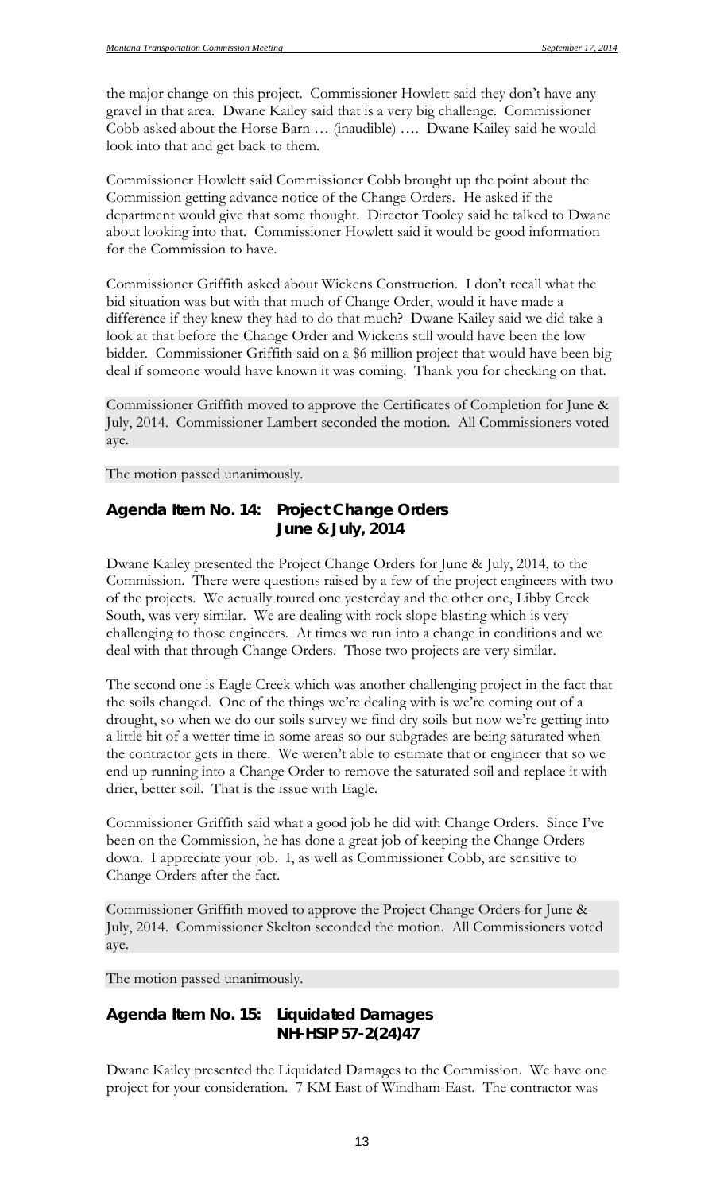the major change on this project. Commissioner Howlett said they don't have any gravel in that area. Dwane Kailey said that is a very big challenge. Commissioner Cobb asked about the Horse Barn … (inaudible) …. Dwane Kailey said he would look into that and get back to them.

Commissioner Howlett said Commissioner Cobb brought up the point about the Commission getting advance notice of the Change Orders. He asked if the department would give that some thought. Director Tooley said he talked to Dwane about looking into that. Commissioner Howlett said it would be good information for the Commission to have.

Commissioner Griffith asked about Wickens Construction. I don't recall what the bid situation was but with that much of Change Order, would it have made a difference if they knew they had to do that much? Dwane Kailey said we did take a look at that before the Change Order and Wickens still would have been the low bidder. Commissioner Griffith said on a $6 million project that would have been big deal if someone would have known it was coming. Thank you for checking on that.

Commissioner Griffith moved to approve the Certificates of Completion for June & July, 2014. Commissioner Lambert seconded the motion. All Commissioners voted aye.

The motion passed unanimously.

## Agenda Item No. 14: Project Change Orders June & July, 2014

Dwane Kailey presented the Project Change Orders for June & July, 2014, to the Commission. There were questions raised by a few of the project engineers with two of the projects. We actually toured one yesterday and the other one, Libby Creek South, was very similar. We are dealing with rock slope blasting which is very challenging to those engineers. At times we run into a change in conditions and we deal with that through Change Orders. Those two projects are very similar.

The second one is Eagle Creek which was another challenging project in the fact that the soils changed. One of the things we're dealing with is we're coming out of a drought, so when we do our soils survey we find dry soils but now we're getting into a little bit of a wetter time in some areas so our subgrades are being saturated when the contractor gets in there. We weren't able to estimate that or engineer that so we end up running into a Change Order to remove the saturated soil and replace it with drier, better soil. That is the issue with Eagle.

Commissioner Griffith said what a good job he did with Change Orders. Since I've been on the Commission, he has done a great job of keeping the Change Orders down. I appreciate your job. I, as well as Commissioner Cobb, are sensitive to Change Orders after the fact.

Commissioner Griffith moved to approve the Project Change Orders for June & July, 2014. Commissioner Skelton seconded the motion. All Commissioners voted aye.

The motion passed unanimously.

## Agenda Item No. 15: Liquidated Damages NH-HSIP 57-2(24)47

Dwane Kailey presented the Liquidated Damages to the Commission. We have one project for your consideration. 7 KM East of Windham-East. The contractor was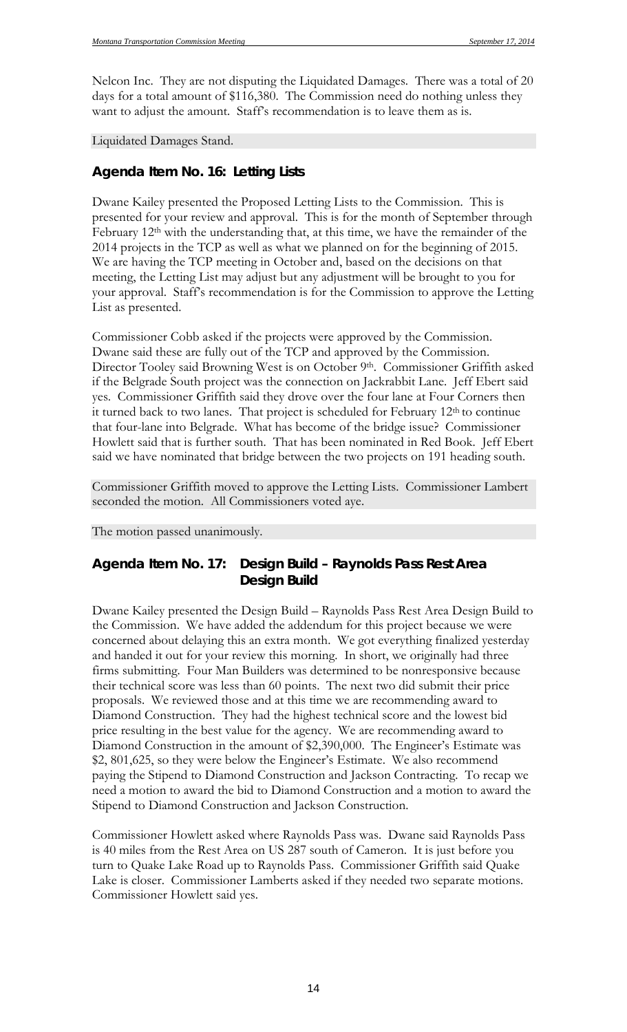Nelcon Inc. They are not disputing the Liquidated Damages. There was a total of 20 days for a total amount of $116,380. The Commission need do nothing unless they want to adjust the amount. Staff's recommendation is to leave them as is.

Liquidated Damages Stand.

## Agenda Item No. 16: Letting Lists

Dwane Kailey presented the Proposed Letting Lists to the Commission. This is presented for your review and approval. This is for the month of September through February 12th with the understanding that, at this time, we have the remainder of the 2014 projects in the TCP as well as what we planned on for the beginning of 2015. We are having the TCP meeting in October and, based on the decisions on that meeting, the Letting List may adjust but any adjustment will be brought to you for your approval. Staff's recommendation is for the Commission to approve the Letting List as presented.

Commissioner Cobb asked if the projects were approved by the Commission. Dwane said these are fully out of the TCP and approved by the Commission. Director Tooley said Browning West is on October 9th. Commissioner Griffith asked if the Belgrade South project was the connection on Jackrabbit Lane. Jeff Ebert said yes. Commissioner Griffith said they drove over the four lane at Four Corners then it turned back to two lanes. That project is scheduled for February 12th to continue that four-lane into Belgrade. What has become of the bridge issue? Commissioner Howlett said that is further south. That has been nominated in Red Book. Jeff Ebert said we have nominated that bridge between the two projects on 191 heading south.

Commissioner Griffith moved to approve the Letting Lists. Commissioner Lambert seconded the motion. All Commissioners voted aye.

The motion passed unanimously.

## Agenda Item No. 17: Design Build – Raynolds Pass Rest Area Design Build

Dwane Kailey presented the Design Build – Raynolds Pass Rest Area Design Build to the Commission. We have added the addendum for this project because we were concerned about delaying this an extra month. We got everything finalized yesterday and handed it out for your review this morning. In short, we originally had three firms submitting. Four Man Builders was determined to be nonresponsive because their technical score was less than 60 points. The next two did submit their price proposals. We reviewed those and at this time we are recommending award to Diamond Construction. They had the highest technical score and the lowest bid price resulting in the best value for the agency. We are recommending award to Diamond Construction in the amount of $2,390,000. The Engineer's Estimate was $2, 801,625, so they were below the Engineer's Estimate. We also recommend paying the Stipend to Diamond Construction and Jackson Contracting. To recap we need a motion to award the bid to Diamond Construction and a motion to award the Stipend to Diamond Construction and Jackson Construction.

Commissioner Howlett asked where Raynolds Pass was. Dwane said Raynolds Pass is 40 miles from the Rest Area on US 287 south of Cameron. It is just before you turn to Quake Lake Road up to Raynolds Pass. Commissioner Griffith said Quake Lake is closer. Commissioner Lamberts asked if they needed two separate motions. Commissioner Howlett said yes.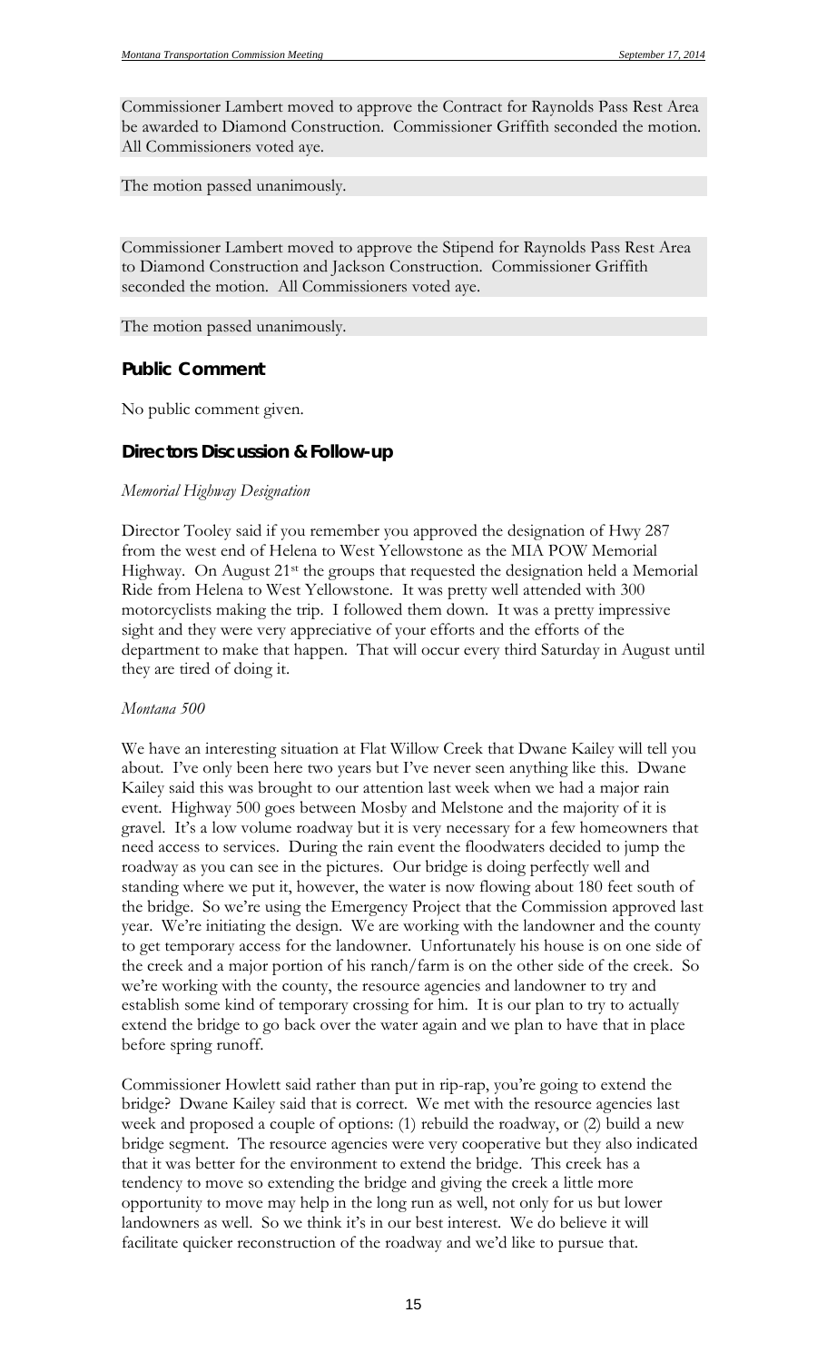Commissioner Lambert moved to approve the Contract for Raynolds Pass Rest Area be awarded to Diamond Construction. Commissioner Griffith seconded the motion. All Commissioners voted aye.

The motion passed unanimously.

Commissioner Lambert moved to approve the Stipend for Raynolds Pass Rest Area to Diamond Construction and Jackson Construction. Commissioner Griffith seconded the motion. All Commissioners voted aye.

The motion passed unanimously.

## Public Comment

No public comment given.

## Directors Discussion & Follow-up

*Memorial Highway Designation*

Director Tooley said if you remember you approved the designation of Hwy 287 from the west end of Helena to West Yellowstone as the MIA POW Memorial Highway. On August 21st the groups that requested the designation held a Memorial Ride from Helena to West Yellowstone. It was pretty well attended with 300 motorcyclists making the trip. I followed them down. It was a pretty impressive sight and they were very appreciative of your efforts and the efforts of the department to make that happen. That will occur every third Saturday in August until they are tired of doing it.

*Montana 500*

We have an interesting situation at Flat Willow Creek that Dwane Kailey will tell you about. I've only been here two years but I've never seen anything like this. Dwane Kailey said this was brought to our attention last week when we had a major rain event. Highway 500 goes between Mosby and Melstone and the majority of it is gravel. It's a low volume roadway but it is very necessary for a few homeowners that need access to services. During the rain event the floodwaters decided to jump the roadway as you can see in the pictures. Our bridge is doing perfectly well and standing where we put it, however, the water is now flowing about 180 feet south of the bridge. So we're using the Emergency Project that the Commission approved last year. We're initiating the design. We are working with the landowner and the county to get temporary access for the landowner. Unfortunately his house is on one side of the creek and a major portion of his ranch/farm is on the other side of the creek. So we're working with the county, the resource agencies and landowner to try and establish some kind of temporary crossing for him. It is our plan to try to actually extend the bridge to go back over the water again and we plan to have that in place before spring runoff.

Commissioner Howlett said rather than put in rip-rap, you're going to extend the bridge? Dwane Kailey said that is correct. We met with the resource agencies last week and proposed a couple of options: (1) rebuild the roadway, or (2) build a new bridge segment. The resource agencies were very cooperative but they also indicated that it was better for the environment to extend the bridge. This creek has a tendency to move so extending the bridge and giving the creek a little more opportunity to move may help in the long run as well, not only for us but lower landowners as well. So we think it's in our best interest. We do believe it will facilitate quicker reconstruction of the roadway and we'd like to pursue that.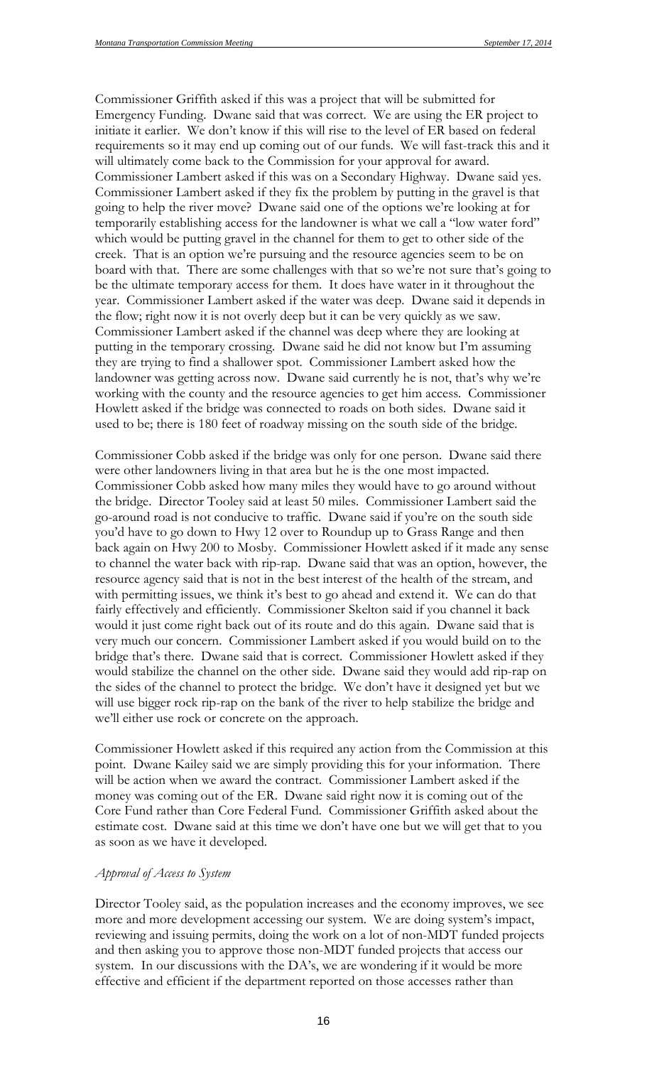Commissioner Griffith asked if this was a project that will be submitted for Emergency Funding. Dwane said that was correct. We are using the ER project to initiate it earlier. We don't know if this will rise to the level of ER based on federal requirements so it may end up coming out of our funds. We will fast-track this and it will ultimately come back to the Commission for your approval for award. Commissioner Lambert asked if this was on a Secondary Highway. Dwane said yes. Commissioner Lambert asked if they fix the problem by putting in the gravel is that going to help the river move? Dwane said one of the options we're looking at for temporarily establishing access for the landowner is what we call a "low water ford" which would be putting gravel in the channel for them to get to other side of the creek. That is an option we're pursuing and the resource agencies seem to be on board with that. There are some challenges with that so we're not sure that's going to be the ultimate temporary access for them. It does have water in it throughout the year. Commissioner Lambert asked if the water was deep. Dwane said it depends in the flow; right now it is not overly deep but it can be very quickly as we saw. Commissioner Lambert asked if the channel was deep where they are looking at putting in the temporary crossing. Dwane said he did not know but I'm assuming they are trying to find a shallower spot. Commissioner Lambert asked how the landowner was getting across now. Dwane said currently he is not, that's why we're working with the county and the resource agencies to get him access. Commissioner Howlett asked if the bridge was connected to roads on both sides. Dwane said it used to be; there is 180 feet of roadway missing on the south side of the bridge.

Commissioner Cobb asked if the bridge was only for one person. Dwane said there were other landowners living in that area but he is the one most impacted. Commissioner Cobb asked how many miles they would have to go around without the bridge. Director Tooley said at least 50 miles. Commissioner Lambert said the go-around road is not conducive to traffic. Dwane said if you're on the south side you'd have to go down to Hwy 12 over to Roundup up to Grass Range and then back again on Hwy 200 to Mosby. Commissioner Howlett asked if it made any sense to channel the water back with rip-rap. Dwane said that was an option, however, the resource agency said that is not in the best interest of the health of the stream, and with permitting issues, we think it's best to go ahead and extend it. We can do that fairly effectively and efficiently. Commissioner Skelton said if you channel it back would it just come right back out of its route and do this again. Dwane said that is very much our concern. Commissioner Lambert asked if you would build on to the bridge that's there. Dwane said that is correct. Commissioner Howlett asked if they would stabilize the channel on the other side. Dwane said they would add rip-rap on the sides of the channel to protect the bridge. We don't have it designed yet but we will use bigger rock rip-rap on the bank of the river to help stabilize the bridge and we'll either use rock or concrete on the approach.

Commissioner Howlett asked if this required any action from the Commission at this point. Dwane Kailey said we are simply providing this for your information. There will be action when we award the contract. Commissioner Lambert asked if the money was coming out of the ER. Dwane said right now it is coming out of the Core Fund rather than Core Federal Fund. Commissioner Griffith asked about the estimate cost. Dwane said at this time we don't have one but we will get that to you as soon as we have it developed.

*Approval of Access to System*

Director Tooley said, as the population increases and the economy improves, we see more and more development accessing our system. We are doing system's impact, reviewing and issuing permits, doing the work on a lot of non-MDT funded projects and then asking you to approve those non-MDT funded projects that access our system. In our discussions with the DA's, we are wondering if it would be more effective and efficient if the department reported on those accesses rather than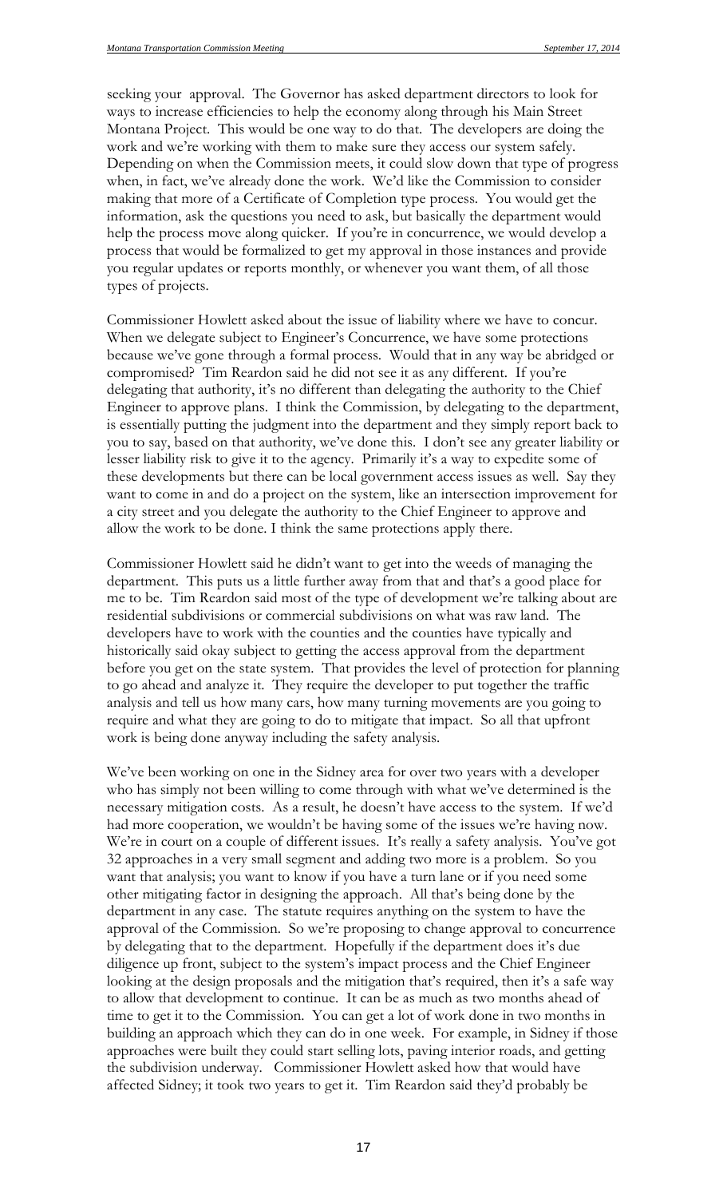seeking your approval. The Governor has asked department directors to look for ways to increase efficiencies to help the economy along through his Main Street Montana Project. This would be one way to do that. The developers are doing the work and we're working with them to make sure they access our system safely. Depending on when the Commission meets, it could slow down that type of progress when, in fact, we've already done the work. We'd like the Commission to consider making that more of a Certificate of Completion type process. You would get the information, ask the questions you need to ask, but basically the department would help the process move along quicker. If you're in concurrence, we would develop a process that would be formalized to get my approval in those instances and provide you regular updates or reports monthly, or whenever you want them, of all those types of projects.

Commissioner Howlett asked about the issue of liability where we have to concur. When we delegate subject to Engineer's Concurrence, we have some protections because we've gone through a formal process. Would that in any way be abridged or compromised? Tim Reardon said he did not see it as any different. If you're delegating that authority, it's no different than delegating the authority to the Chief Engineer to approve plans. I think the Commission, by delegating to the department, is essentially putting the judgment into the department and they simply report back to you to say, based on that authority, we've done this. I don't see any greater liability or lesser liability risk to give it to the agency. Primarily it's a way to expedite some of these developments but there can be local government access issues as well. Say they want to come in and do a project on the system, like an intersection improvement for a city street and you delegate the authority to the Chief Engineer to approve and allow the work to be done. I think the same protections apply there.

Commissioner Howlett said he didn't want to get into the weeds of managing the department. This puts us a little further away from that and that's a good place for me to be. Tim Reardon said most of the type of development we're talking about are residential subdivisions or commercial subdivisions on what was raw land. The developers have to work with the counties and the counties have typically and historically said okay subject to getting the access approval from the department before you get on the state system. That provides the level of protection for planning to go ahead and analyze it. They require the developer to put together the traffic analysis and tell us how many cars, how many turning movements are you going to require and what they are going to do to mitigate that impact. So all that upfront work is being done anyway including the safety analysis.

We've been working on one in the Sidney area for over two years with a developer who has simply not been willing to come through with what we've determined is the necessary mitigation costs. As a result, he doesn't have access to the system. If we'd had more cooperation, we wouldn't be having some of the issues we're having now. We're in court on a couple of different issues. It's really a safety analysis. You've got 32 approaches in a very small segment and adding two more is a problem. So you want that analysis; you want to know if you have a turn lane or if you need some other mitigating factor in designing the approach. All that's being done by the department in any case. The statute requires anything on the system to have the approval of the Commission. So we're proposing to change approval to concurrence by delegating that to the department. Hopefully if the department does it's due diligence up front, subject to the system's impact process and the Chief Engineer looking at the design proposals and the mitigation that's required, then it's a safe way to allow that development to continue. It can be as much as two months ahead of time to get it to the Commission. You can get a lot of work done in two months in building an approach which they can do in one week. For example, in Sidney if those approaches were built they could start selling lots, paving interior roads, and getting the subdivision underway. Commissioner Howlett asked how that would have affected Sidney; it took two years to get it. Tim Reardon said they'd probably be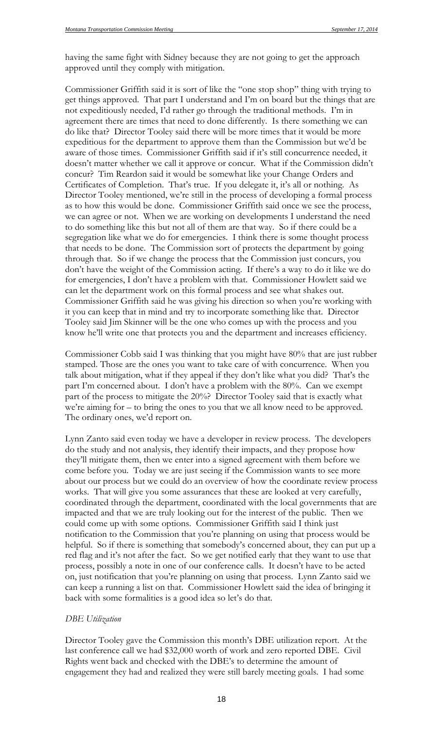having the same fight with Sidney because they are not going to get the approach approved until they comply with mitigation.

Commissioner Griffith said it is sort of like the "one stop shop" thing with trying to get things approved. That part I understand and I'm on board but the things that are not expeditiously needed, I'd rather go through the traditional methods. I'm in agreement there are times that need to done differently. Is there something we can do like that? Director Tooley said there will be more times that it would be more expeditious for the department to approve them than the Commission but we'd be aware of those times. Commissioner Griffith said if it's still concurrence needed, it doesn't matter whether we call it approve or concur. What if the Commission didn't concur? Tim Reardon said it would be somewhat like your Change Orders and Certificates of Completion. That's true. If you delegate it, it's all or nothing. As Director Tooley mentioned, we're still in the process of developing a formal process as to how this would be done. Commissioner Griffith said once we see the process, we can agree or not. When we are working on developments I understand the need to do something like this but not all of them are that way. So if there could be a segregation like what we do for emergencies. I think there is some thought process that needs to be done. The Commission sort of protects the department by going through that. So if we change the process that the Commission just concurs, you don't have the weight of the Commission acting. If there's a way to do it like we do for emergencies, I don't have a problem with that. Commissioner Howlett said we can let the department work on this formal process and see what shakes out. Commissioner Griffith said he was giving his direction so when you're working with it you can keep that in mind and try to incorporate something like that. Director Tooley said Jim Skinner will be the one who comes up with the process and you know he'll write one that protects you and the department and increases efficiency.

Commissioner Cobb said I was thinking that you might have 80% that are just rubber stamped. Those are the ones you want to take care of with concurrence. When you talk about mitigation, what if they appeal if they don't like what you did? That's the part I'm concerned about. I don't have a problem with the 80%. Can we exempt part of the process to mitigate the 20%? Director Tooley said that is exactly what we're aiming for – to bring the ones to you that we all know need to be approved. The ordinary ones, we'd report on.

Lynn Zanto said even today we have a developer in review process. The developers do the study and not analysis, they identify their impacts, and they propose how they'll mitigate them, then we enter into a signed agreement with them before we come before you. Today we are just seeing if the Commission wants to see more about our process but we could do an overview of how the coordinate review process works. That will give you some assurances that these are looked at very carefully, coordinated through the department, coordinated with the local governments that are impacted and that we are truly looking out for the interest of the public. Then we could come up with some options. Commissioner Griffith said I think just notification to the Commission that you're planning on using that process would be helpful. So if there is something that somebody's concerned about, they can put up a red flag and it's not after the fact. So we get notified early that they want to use that process, possibly a note in one of our conference calls. It doesn't have to be acted on, just notification that you're planning on using that process. Lynn Zanto said we can keep a running a list on that. Commissioner Howlett said the idea of bringing it back with some formalities is a good idea so let's do that.

*DBE Utilization*

Director Tooley gave the Commission this month's DBE utilization report. At the last conference call we had $32,000 worth of work and zero reported DBE. Civil Rights went back and checked with the DBE's to determine the amount of engagement they had and realized they were still barely meeting goals. I had some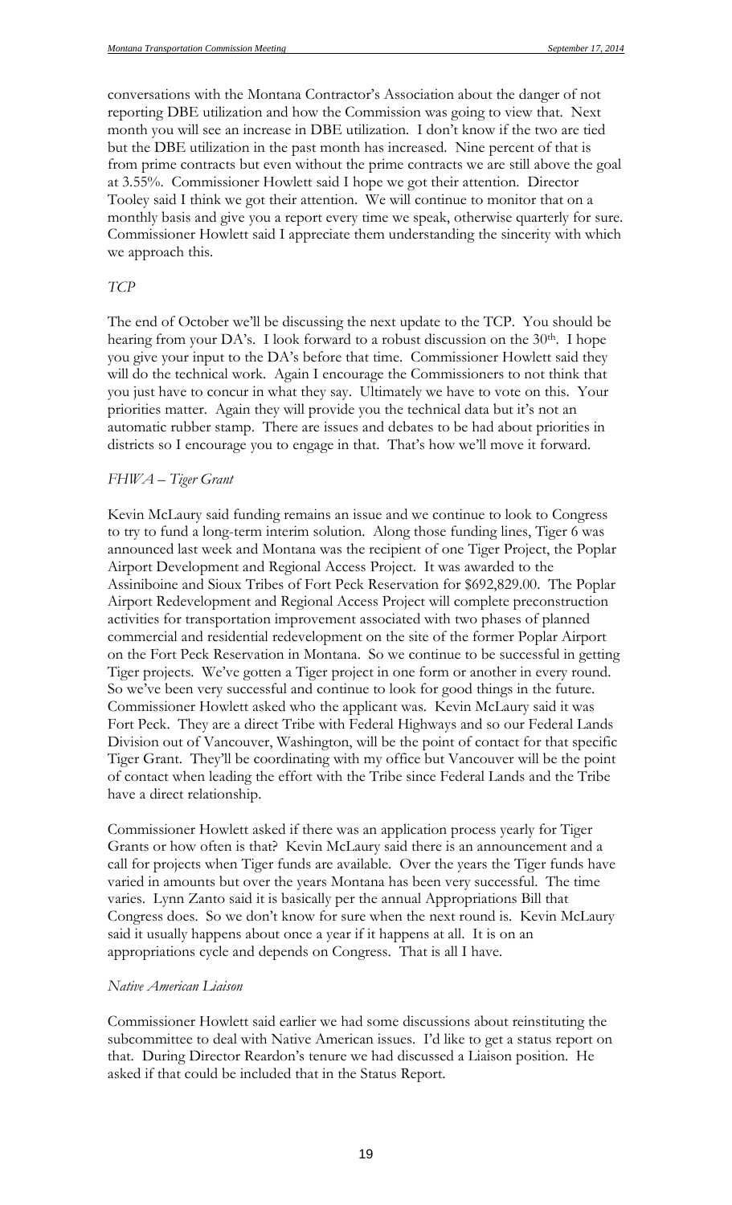conversations with the Montana Contractor's Association about the danger of not reporting DBE utilization and how the Commission was going to view that. Next month you will see an increase in DBE utilization. I don't know if the two are tied but the DBE utilization in the past month has increased. Nine percent of that is from prime contracts but even without the prime contracts we are still above the goal at 3.55%. Commissioner Howlett said I hope we got their attention. Director Tooley said I think we got their attention. We will continue to monitor that on a monthly basis and give you a report every time we speak, otherwise quarterly for sure. Commissioner Howlett said I appreciate them understanding the sincerity with which we approach this.

*TCP*

The end of October we'll be discussing the next update to the TCP. You should be hearing from your DA's. I look forward to a robust discussion on the 30th. I hope you give your input to the DA's before that time. Commissioner Howlett said they will do the technical work. Again I encourage the Commissioners to not think that you just have to concur in what they say. Ultimately we have to vote on this. Your priorities matter. Again they will provide you the technical data but it's not an automatic rubber stamp. There are issues and debates to be had about priorities in districts so I encourage you to engage in that. That's how we'll move it forward.

*FHWA – Tiger Grant*

Kevin McLaury said funding remains an issue and we continue to look to Congress to try to fund a long-term interim solution. Along those funding lines, Tiger 6 was announced last week and Montana was the recipient of one Tiger Project, the Poplar Airport Development and Regional Access Project. It was awarded to the Assiniboine and Sioux Tribes of Fort Peck Reservation for $692,829.00. The Poplar Airport Redevelopment and Regional Access Project will complete preconstruction activities for transportation improvement associated with two phases of planned commercial and residential redevelopment on the site of the former Poplar Airport on the Fort Peck Reservation in Montana. So we continue to be successful in getting Tiger projects. We've gotten a Tiger project in one form or another in every round. So we've been very successful and continue to look for good things in the future. Commissioner Howlett asked who the applicant was. Kevin McLaury said it was Fort Peck. They are a direct Tribe with Federal Highways and so our Federal Lands Division out of Vancouver, Washington, will be the point of contact for that specific Tiger Grant. They'll be coordinating with my office but Vancouver will be the point of contact when leading the effort with the Tribe since Federal Lands and the Tribe have a direct relationship.

Commissioner Howlett asked if there was an application process yearly for Tiger Grants or how often is that? Kevin McLaury said there is an announcement and a call for projects when Tiger funds are available. Over the years the Tiger funds have varied in amounts but over the years Montana has been very successful. The time varies. Lynn Zanto said it is basically per the annual Appropriations Bill that Congress does. So we don't know for sure when the next round is. Kevin McLaury said it usually happens about once a year if it happens at all. It is on an appropriations cycle and depends on Congress. That is all I have.

*Native American Liaison*

Commissioner Howlett said earlier we had some discussions about reinstituting the subcommittee to deal with Native American issues. I'd like to get a status report on that. During Director Reardon's tenure we had discussed a Liaison position. He asked if that could be included that in the Status Report.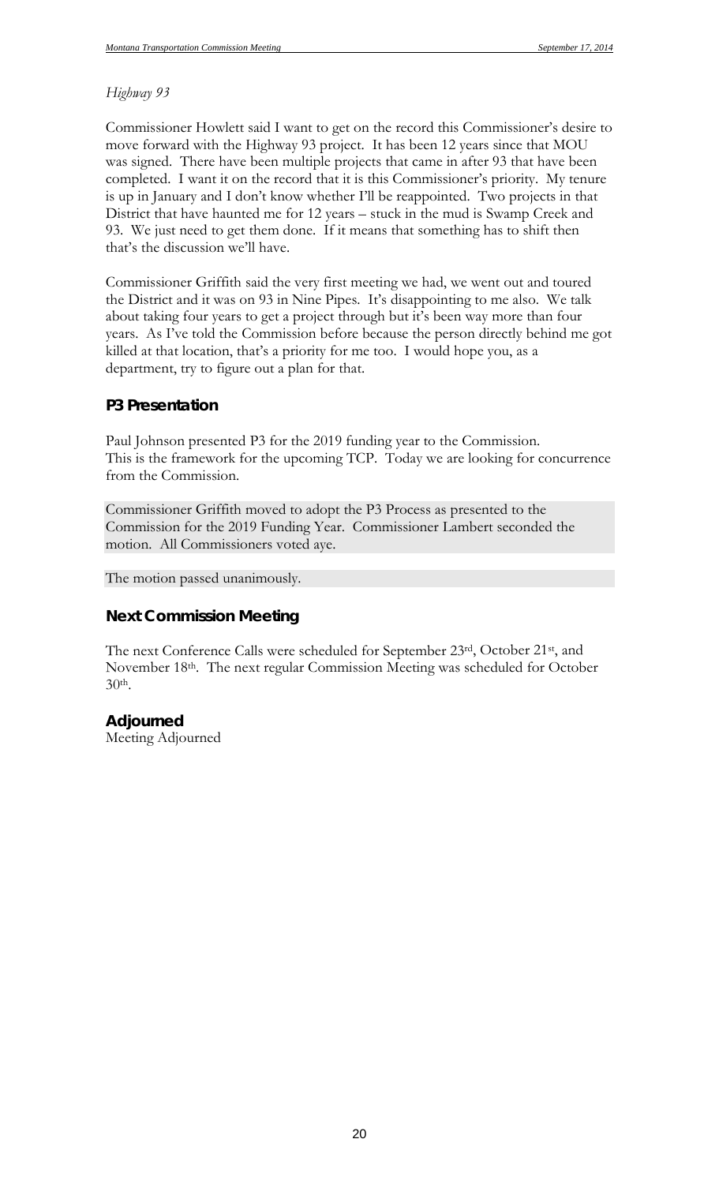*Highway 93*

Commissioner Howlett said I want to get on the record this Commissioner's desire to move forward with the Highway 93 project. It has been 12 years since that MOU was signed. There have been multiple projects that came in after 93 that have been completed. I want it on the record that it is this Commissioner's priority. My tenure is up in January and I don't know whether I'll be reappointed. Two projects in that District that have haunted me for 12 years – stuck in the mud is Swamp Creek and 93. We just need to get them done. If it means that something has to shift then that's the discussion we'll have.

Commissioner Griffith said the very first meeting we had, we went out and toured the District and it was on 93 in Nine Pipes. It's disappointing to me also. We talk about taking four years to get a project through but it's been way more than four years. As I've told the Commission before because the person directly behind me got killed at that location, that's a priority for me too. I would hope you, as a department, try to figure out a plan for that.

## P3 Presentation

Paul Johnson presented P3 for the 2019 funding year to the Commission. This is the framework for the upcoming TCP. Today we are looking for concurrence from the Commission.

Commissioner Griffith moved to adopt the P3 Process as presented to the Commission for the 2019 Funding Year. Commissioner Lambert seconded the motion. All Commissioners voted aye.

The motion passed unanimously.

## Next Commission Meeting

The next Conference Calls were scheduled for September 23rd, October 21st, and November 18th. The next regular Commission Meeting was scheduled for October 30th.

## Adjourned

Meeting Adjourned